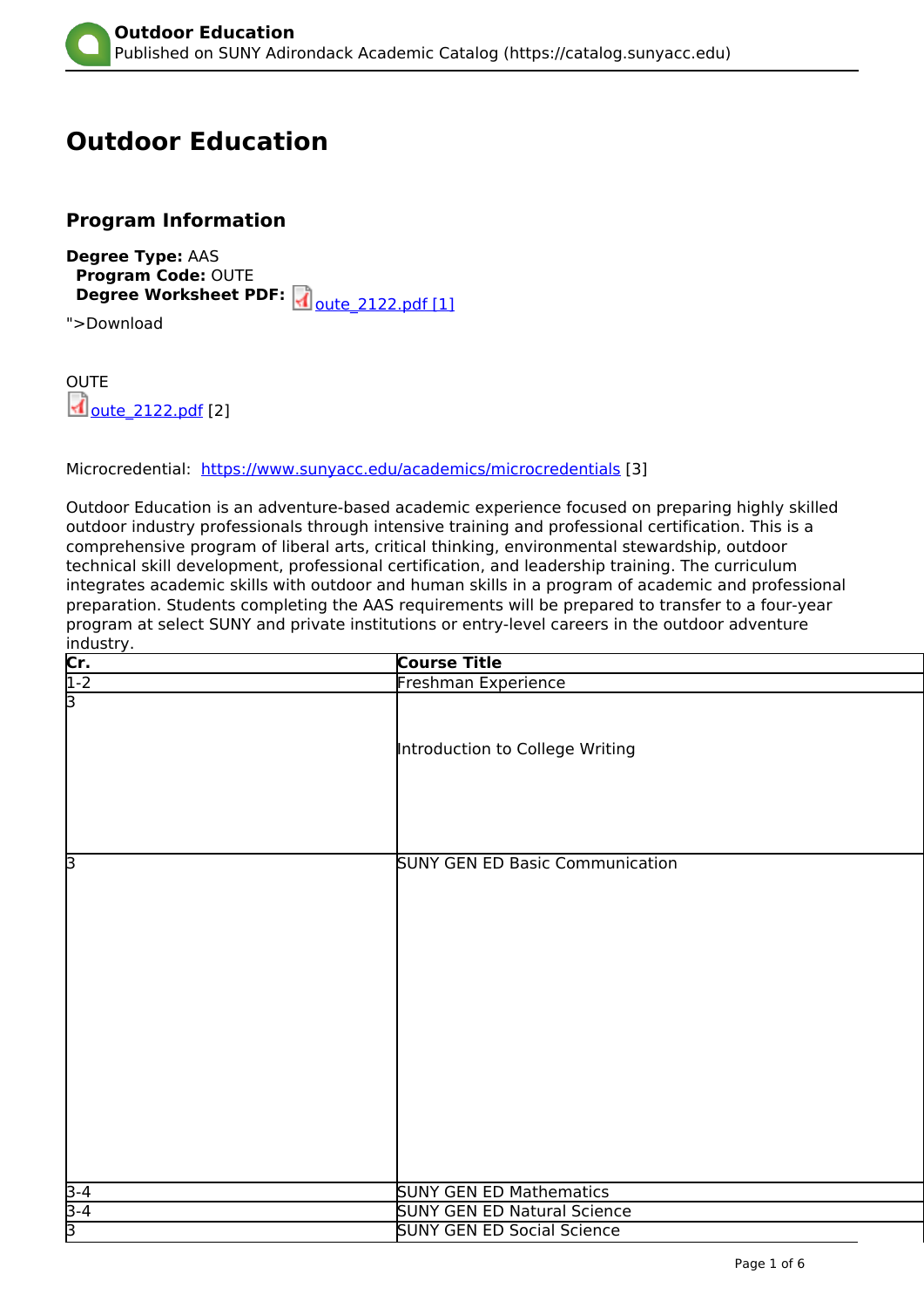# Outdoor Education

## Program Information

**Degree Type:** AAS
**Program Code:** OUTE
**Degree Worksheet PDF:** oute_2122.pdf [1]
">Download

OUTE
oute_2122.pdf [2]

Microcredential: https://www.sunyacc.edu/academics/microcredentials [3]

Outdoor Education is an adventure-based academic experience focused on preparing highly skilled outdoor industry professionals through intensive training and professional certification. This is a comprehensive program of liberal arts, critical thinking, environmental stewardship, outdoor technical skill development, professional certification, and leadership training. The curriculum integrates academic skills with outdoor and human skills in a program of academic and professional preparation. Students completing the AAS requirements will be prepared to transfer to a four-year program at select SUNY and private institutions or entry-level careers in the outdoor adventure industry.

| Cr. | Course Title |
| --- | --- |
| 1-2 | Freshman Experience |
| 3 | Introduction to College Writing |
| 3 | SUNY GEN ED Basic Communication |
| 3-4 | SUNY GEN ED Mathematics |
| 3-4 | SUNY GEN ED Natural Science |
| 3 | SUNY GEN ED Social Science |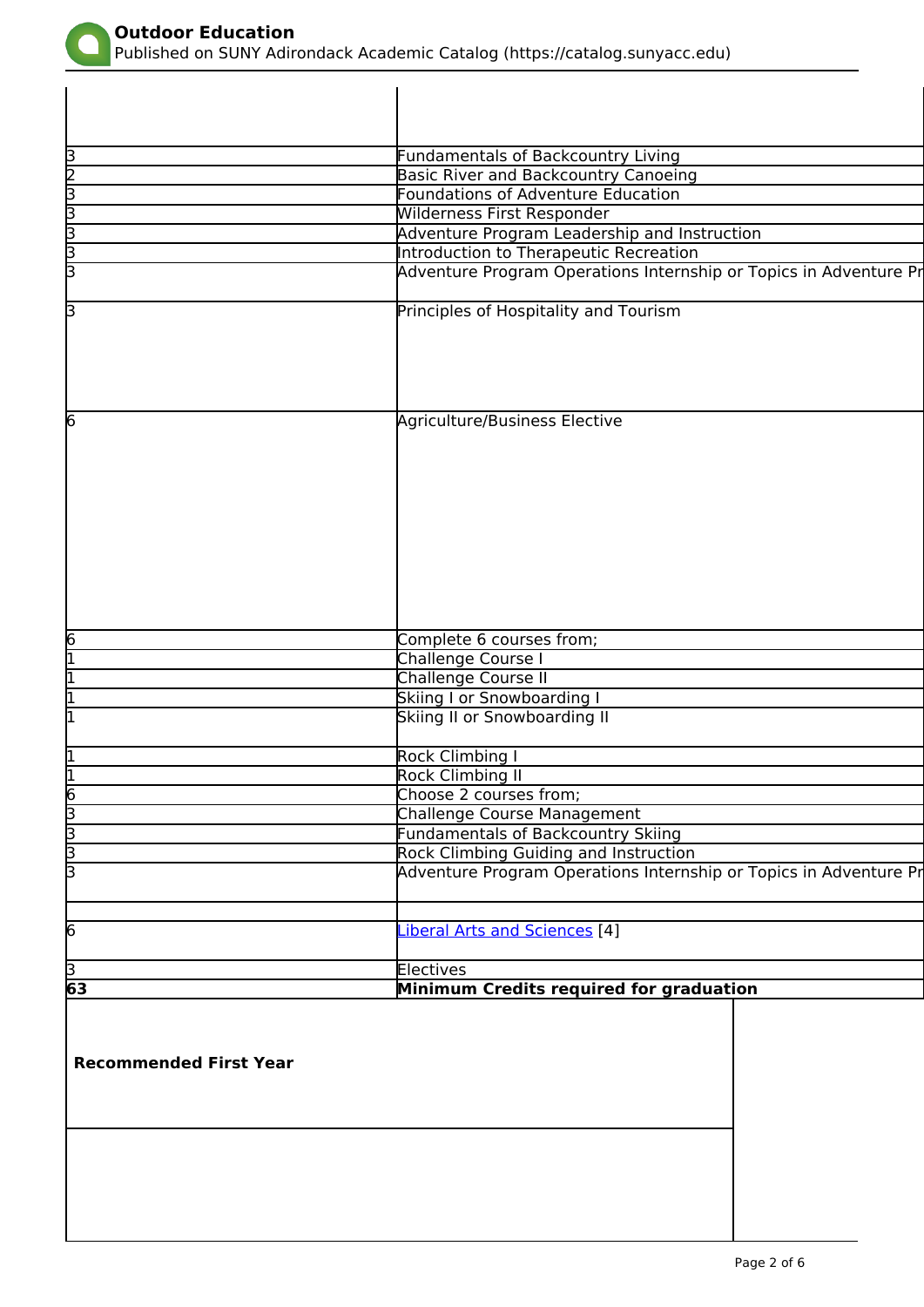| | |
|---|---|
| 3 | Fundamentals of Backcountry Living |
| 2 | Basic River and Backcountry Canoeing |
| 3 | Foundations of Adventure Education |
| 3 | Wilderness First Responder |
| 3 | Adventure Program Leadership and Instruction |
| 3 | Introduction to Therapeutic Recreation |
| 3 | Adventure Program Operations Internship or Topics in Adventure Pr |
| 3 | Principles of Hospitality and Tourism |
| 6 | Agriculture/Business Elective |
| 6 | Complete 6 courses from; |
| 1 | Challenge Course I |
| 1 | Challenge Course II |
| 1 | Skiing I or Snowboarding I |
| 1 | Skiing II or Snowboarding II |
| 1 | Rock Climbing I |
| 1 | Rock Climbing II |
| 6 | Choose 2 courses from; |
| 3 | Challenge Course Management |
| 3 | Fundamentals of Backcountry Skiing |
| 3 | Rock Climbing Guiding and Instruction |
| 3 | Adventure Program Operations Internship or Topics in Adventure Pr |
| | |
| 6 | Liberal Arts and Sciences [4] |
| 3 | Electives |
| **63** | **Minimum Credits required for graduation** |

**Recommended First Year**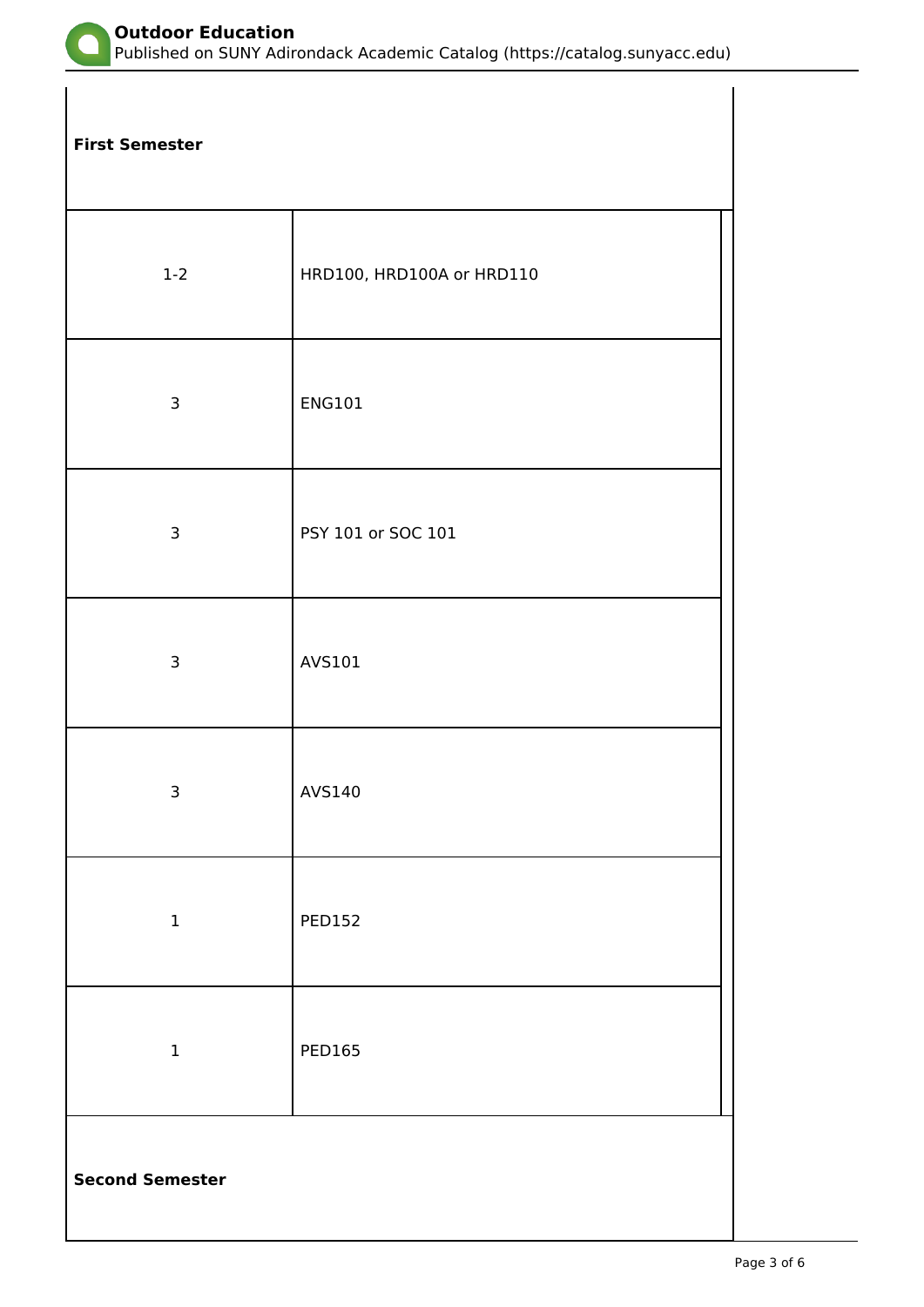| **First Semester** | |
|---|---|
| 1-2 | HRD100, HRD100A or HRD110 |
| 3 | ENG101 |
| 3 | PSY 101 or SOC 101 |
| 3 | AVS101 |
| 3 | AVS140 |
| 1 | PED152 |
| 1 | PED165 |
| **Second Semester** | |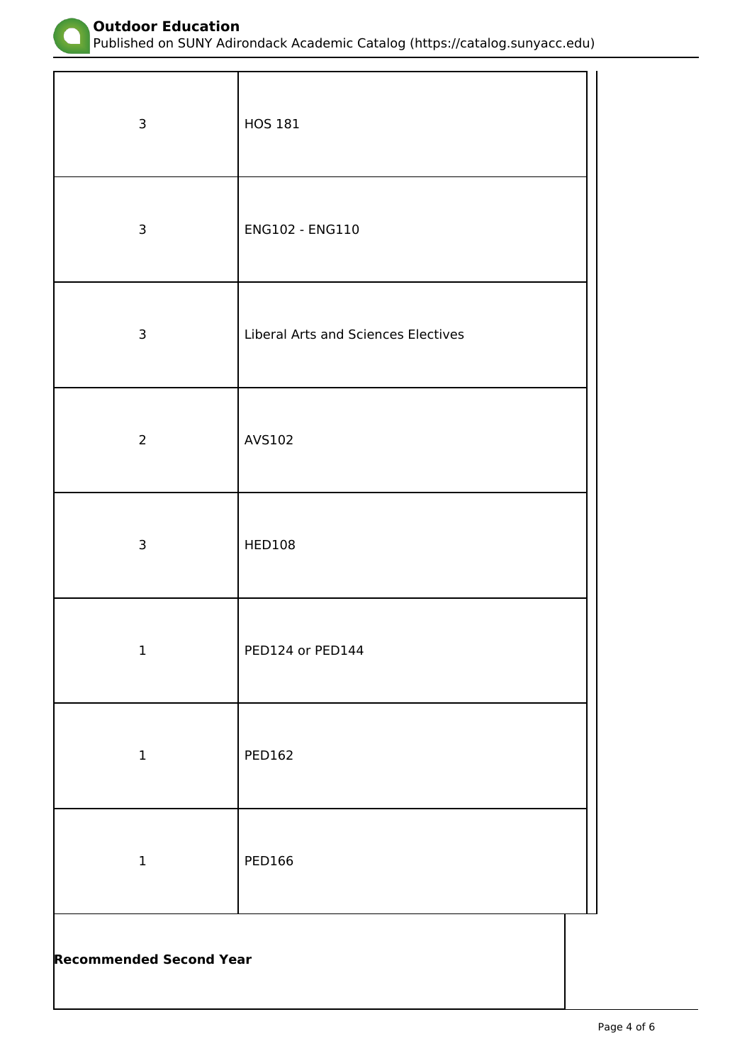| | |
|---|---|
| 3 | HOS 181 |
| 3 | ENG102 - ENG110 |
| 3 | Liberal Arts and Sciences Electives |
| 2 | AVS102 |
| 3 | HED108 |
| 1 | PED124 or PED144 |
| 1 | PED162 |
| 1 | PED166 |

**Recommended Second Year**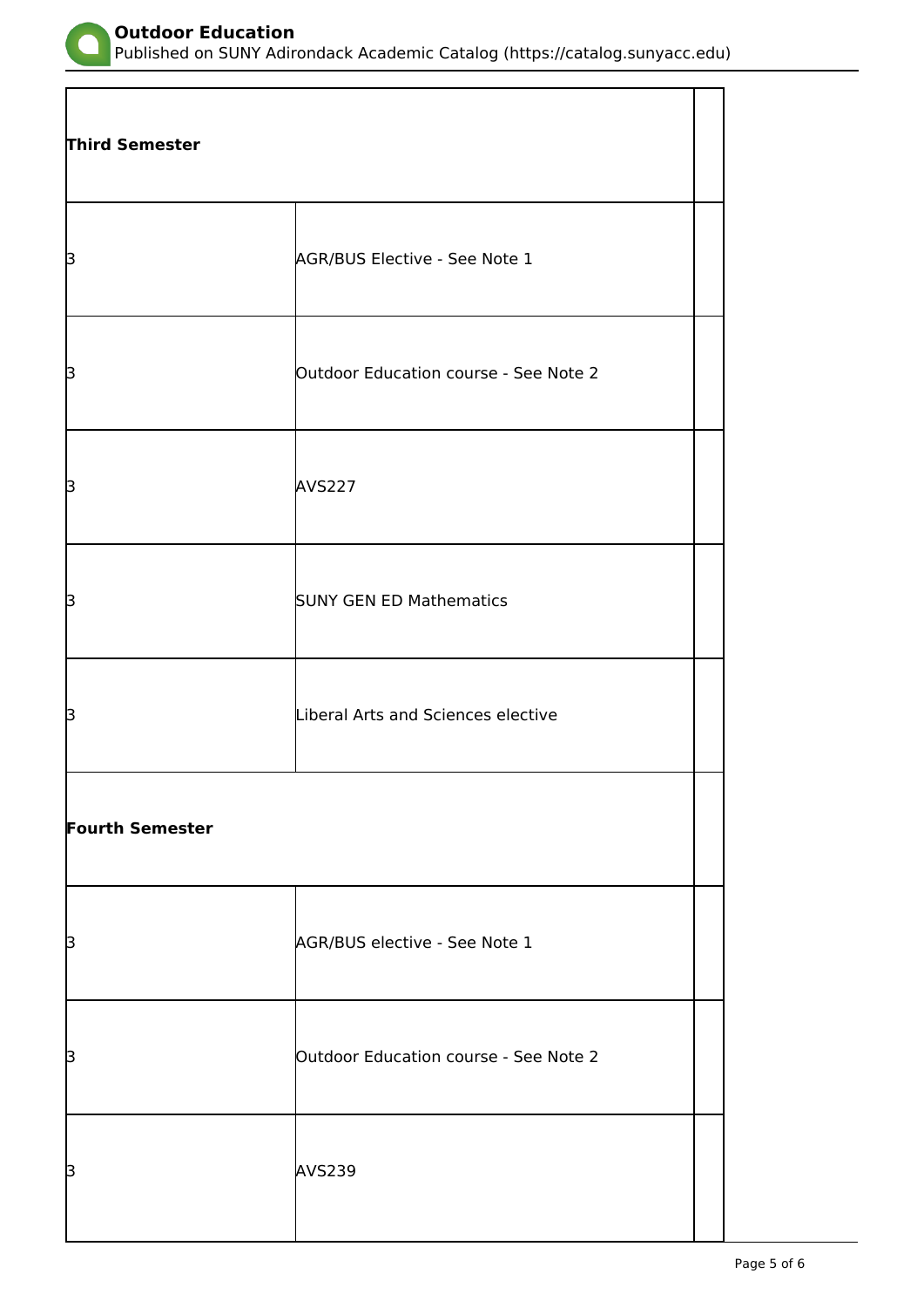| Third Semester | | |
|---|---|---|
| 3 | AGR/BUS Elective - See Note 1 | |
| 3 | Outdoor Education course - See Note 2 | |
| 3 | AVS227 | |
| 3 | SUNY GEN ED Mathematics | |
| 3 | Liberal Arts and Sciences elective | |
| **Fourth Semester** | | |
| 3 | AGR/BUS elective - See Note 1 | |
| 3 | Outdoor Education course - See Note 2 | |
| 3 | AVS239 | |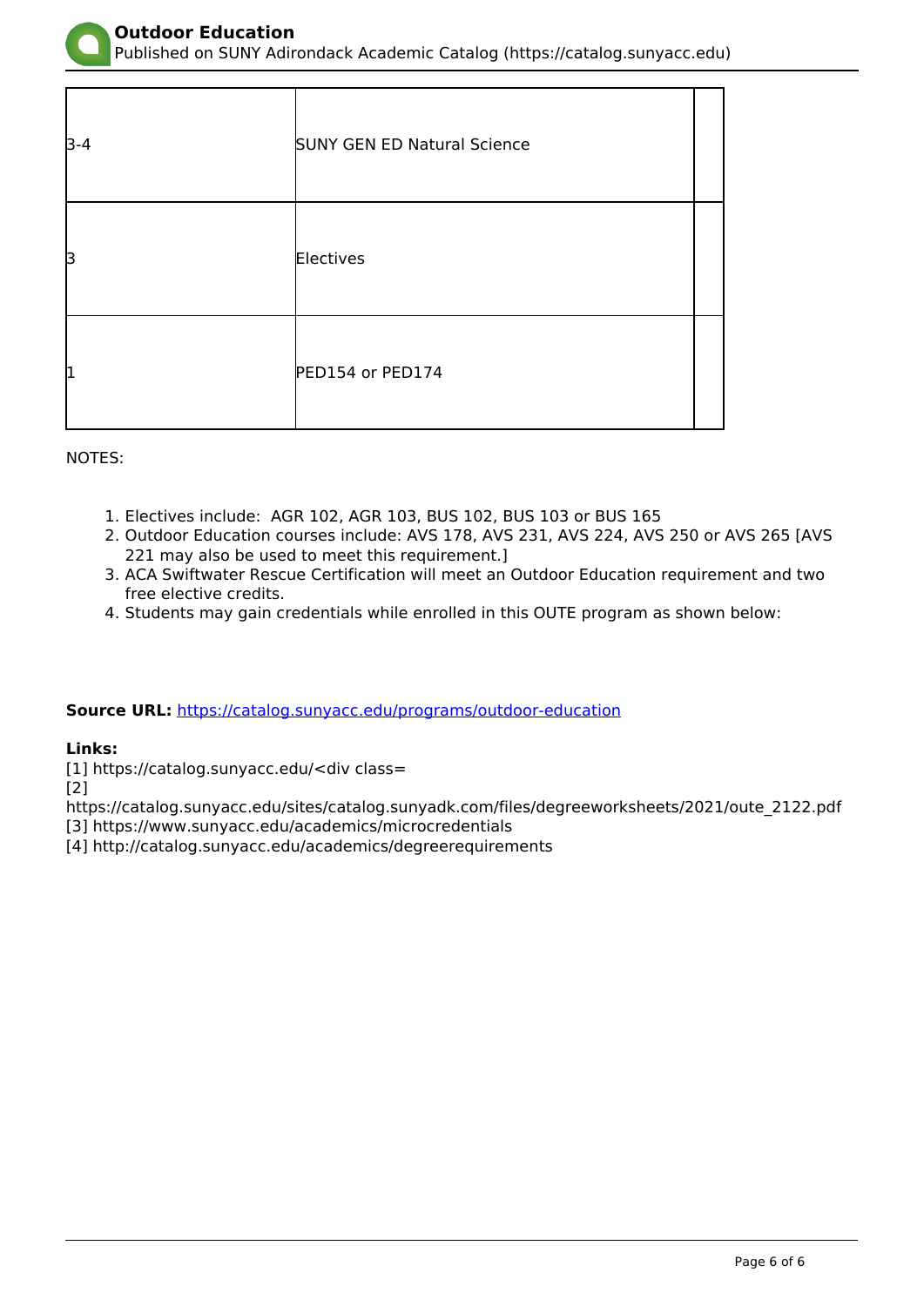| | | |
|---|---|---|
| 3-4 | SUNY GEN ED Natural Science | |
| 3 | Electives | |
| 1 | PED154 or PED174 | |

NOTES:

1. Electives include:  AGR 102, AGR 103, BUS 102, BUS 103 or BUS 165
2. Outdoor Education courses include: AVS 178, AVS 231, AVS 224, AVS 250 or AVS 265 [AVS 221 may also be used to meet this requirement.]
3. ACA Swiftwater Rescue Certification will meet an Outdoor Education requirement and two free elective credits.
4. Students may gain credentials while enrolled in this OUTE program as shown below:

**Source URL:** https://catalog.sunyacc.edu/programs/outdoor-education

**Links:**
[1] https://catalog.sunyacc.edu/<div class=
[2] https://catalog.sunyacc.edu/sites/catalog.sunyadk.com/files/degreeworksheets/2021/oute_2122.pdf
[3] https://www.sunyacc.edu/academics/microcredentials
[4] http://catalog.sunyacc.edu/academics/degreerequirements